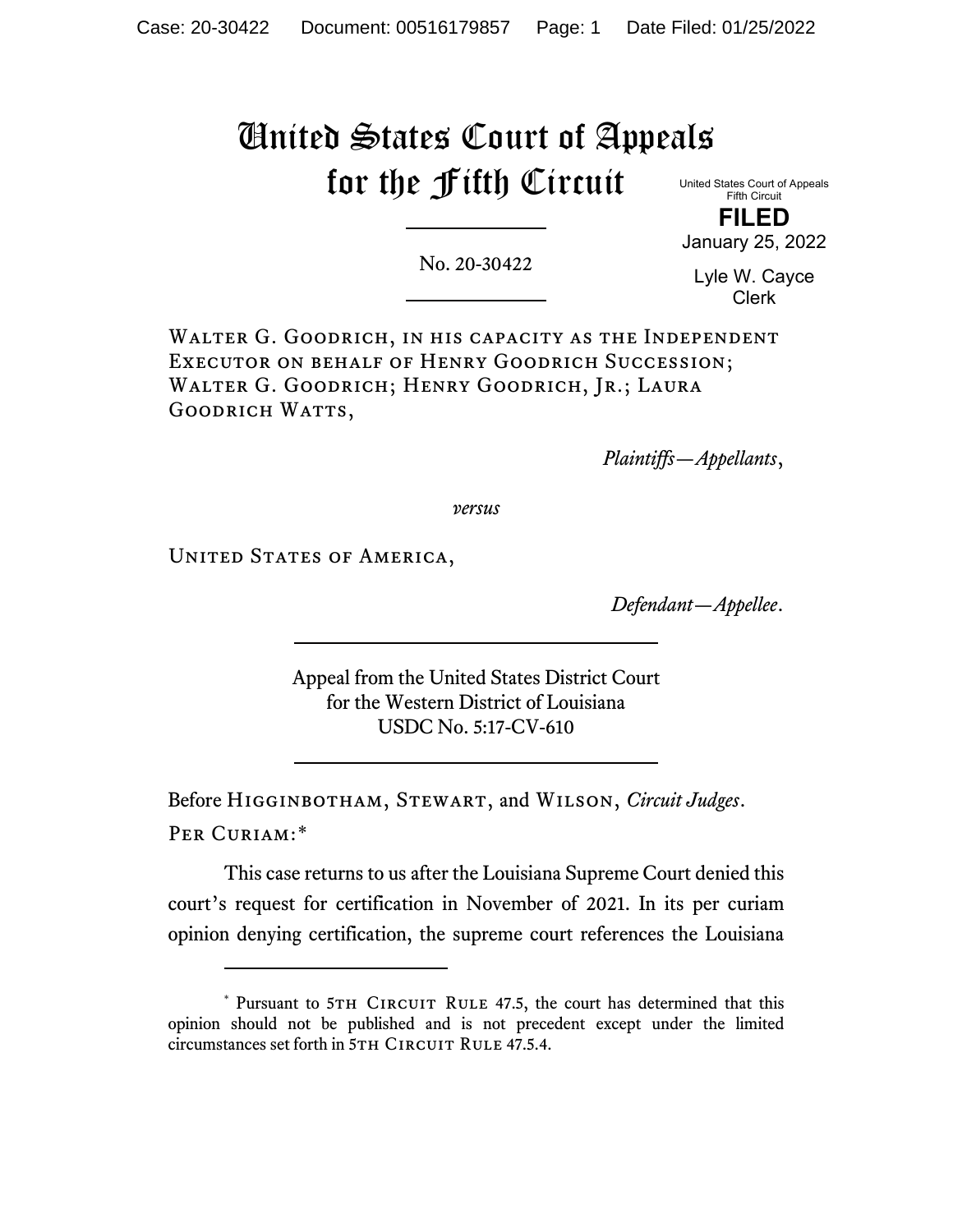# United States Court of Appeals for the Fifth Circuit

United States Court of Appeals
Fifth Circuit

**FILED**

January 25, 2022

Lyle W. Cayce
Clerk

No. 20-30422

Walter G. Goodrich, in his capacity as the Independent Executor on behalf of Henry Goodrich Succession; Walter G. Goodrich; Henry Goodrich, Jr.; Laura Goodrich Watts,

*Plaintiffs—Appellants*,

*versus*

United States of America,

*Defendant—Appellee*.

Appeal from the United States District Court
for the Western District of Louisiana
USDC No. 5:17-CV-610

Before Higginbotham, Stewart, and Wilson, *Circuit Judges*.

Per Curiam:*

This case returns to us after the Louisiana Supreme Court denied this court's request for certification in November of 2021. In its per curiam opinion denying certification, the supreme court references the Louisiana

---

\* Pursuant to 5th Circuit Rule 47.5, the court has determined that this opinion should not be published and is not precedent except under the limited circumstances set forth in 5th Circuit Rule 47.5.4.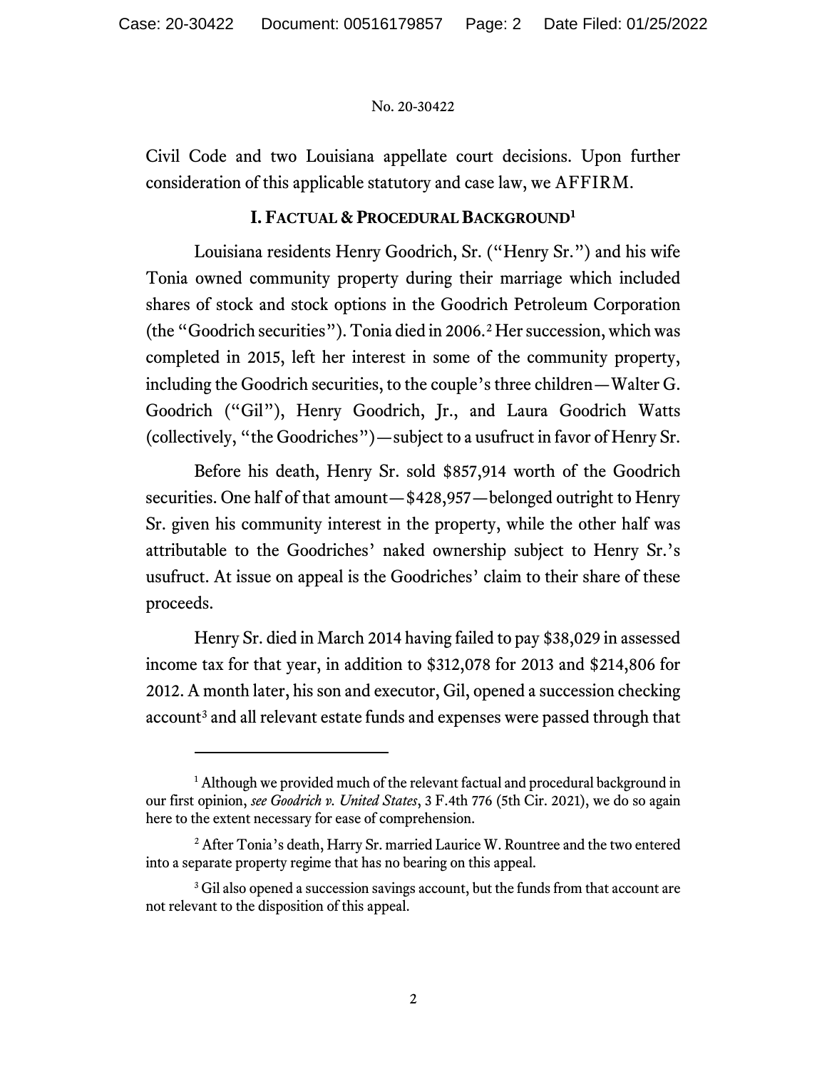Civil Code and two Louisiana appellate court decisions. Upon further consideration of this applicable statutory and case law, we AFFIRM.

## I. Factual & Procedural Background[1]

Louisiana residents Henry Goodrich, Sr. ("Henry Sr.") and his wife Tonia owned community property during their marriage which included shares of stock and stock options in the Goodrich Petroleum Corporation (the "Goodrich securities"). Tonia died in 2006.[2] Her succession, which was completed in 2015, left her interest in some of the community property, including the Goodrich securities, to the couple's three children—Walter G. Goodrich ("Gil"), Henry Goodrich, Jr., and Laura Goodrich Watts (collectively, "the Goodriches")—subject to a usufruct in favor of Henry Sr.

Before his death, Henry Sr. sold $857,914 worth of the Goodrich securities. One half of that amount—$428,957—belonged outright to Henry Sr. given his community interest in the property, while the other half was attributable to the Goodriches' naked ownership subject to Henry Sr.'s usufruct. At issue on appeal is the Goodriches' claim to their share of these proceeds.

Henry Sr. died in March 2014 having failed to pay $38,029 in assessed income tax for that year, in addition to $312,078 for 2013 and $214,806 for 2012. A month later, his son and executor, Gil, opened a succession checking account[3] and all relevant estate funds and expenses were passed through that

---

[1] Although we provided much of the relevant factual and procedural background in our first opinion, *see Goodrich v. United States*, 3 F.4th 776 (5th Cir. 2021), we do so again here to the extent necessary for ease of comprehension.

[2] After Tonia's death, Harry Sr. married Laurice W. Rountree and the two entered into a separate property regime that has no bearing on this appeal.

[3] Gil also opened a succession savings account, but the funds from that account are not relevant to the disposition of this appeal.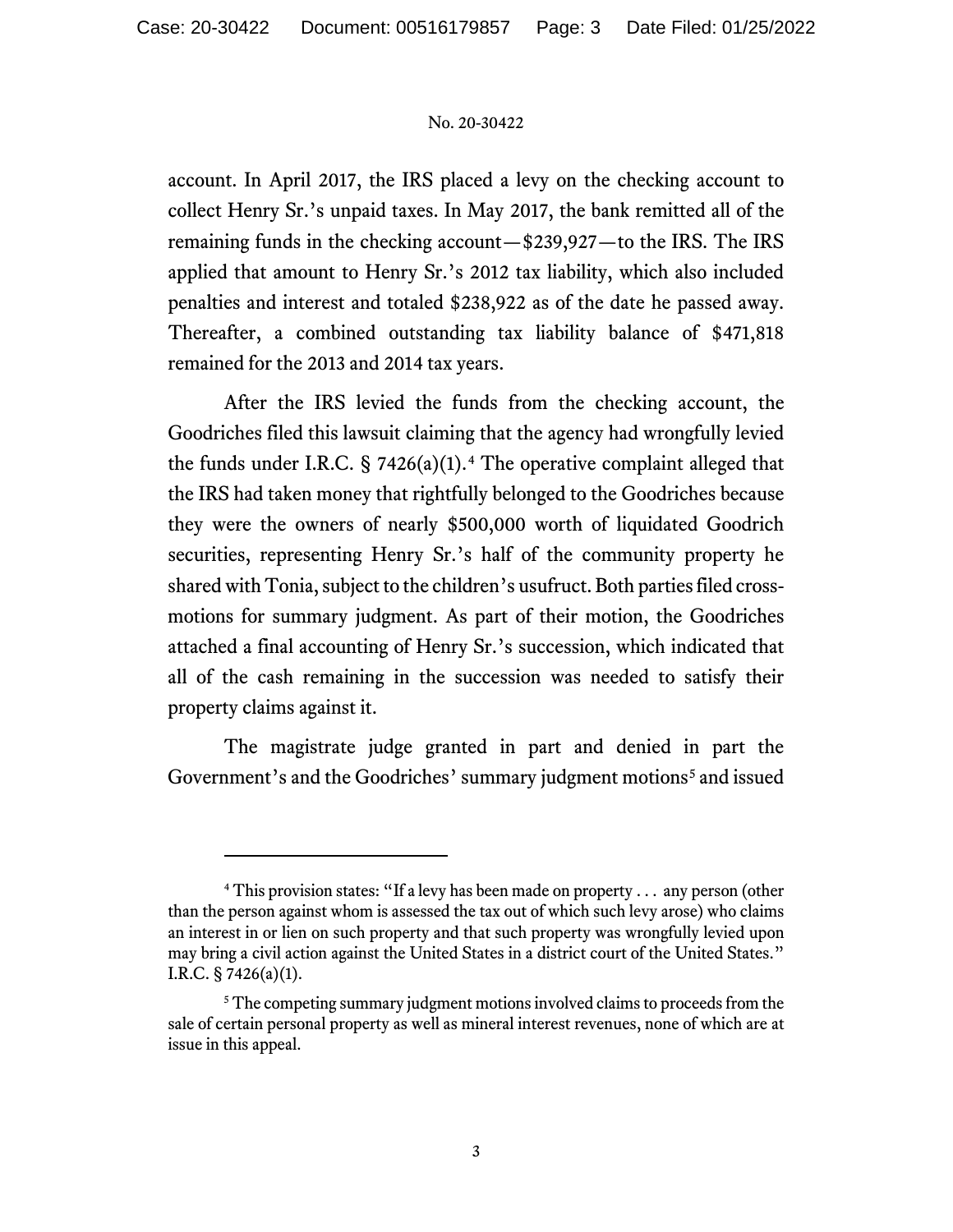account. In April 2017, the IRS placed a levy on the checking account to collect Henry Sr.'s unpaid taxes. In May 2017, the bank remitted all of the remaining funds in the checking account—$239,927—to the IRS. The IRS applied that amount to Henry Sr.'s 2012 tax liability, which also included penalties and interest and totaled $238,922 as of the date he passed away. Thereafter, a combined outstanding tax liability balance of $471,818 remained for the 2013 and 2014 tax years.

After the IRS levied the funds from the checking account, the Goodriches filed this lawsuit claiming that the agency had wrongfully levied the funds under I.R.C. § 7426(a)(1).[4] The operative complaint alleged that the IRS had taken money that rightfully belonged to the Goodriches because they were the owners of nearly $500,000 worth of liquidated Goodrich securities, representing Henry Sr.'s half of the community property he shared with Tonia, subject to the children's usufruct. Both parties filed cross-motions for summary judgment. As part of their motion, the Goodriches attached a final accounting of Henry Sr.'s succession, which indicated that all of the cash remaining in the succession was needed to satisfy their property claims against it.

The magistrate judge granted in part and denied in part the Government's and the Goodriches' summary judgment motions[5] and issued

---

[4] This provision states: "If a levy has been made on property . . . any person (other than the person against whom is assessed the tax out of which such levy arose) who claims an interest in or lien on such property and that such property was wrongfully levied upon may bring a civil action against the United States in a district court of the United States." I.R.C. § 7426(a)(1).

[5] The competing summary judgment motions involved claims to proceeds from the sale of certain personal property as well as mineral interest revenues, none of which are at issue in this appeal.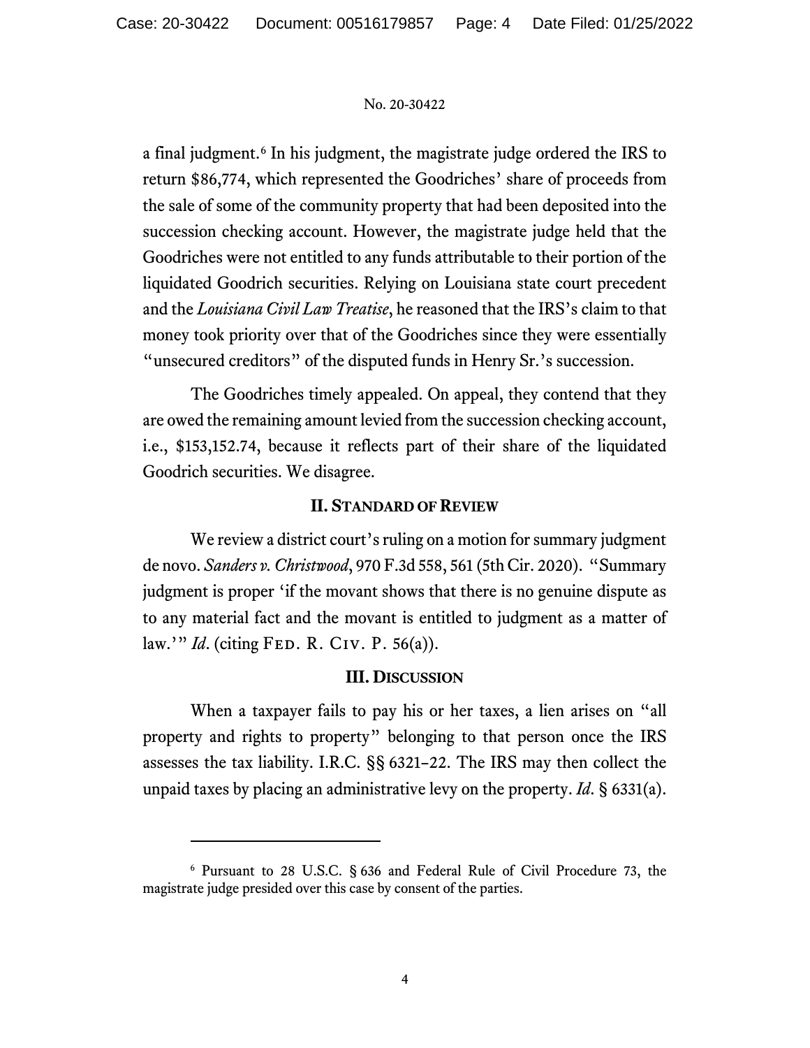a final judgment.[6] In his judgment, the magistrate judge ordered the IRS to return $86,774, which represented the Goodriches' share of proceeds from the sale of some of the community property that had been deposited into the succession checking account. However, the magistrate judge held that the Goodriches were not entitled to any funds attributable to their portion of the liquidated Goodrich securities. Relying on Louisiana state court precedent and the *Louisiana Civil Law Treatise*, he reasoned that the IRS's claim to that money took priority over that of the Goodriches since they were essentially "unsecured creditors" of the disputed funds in Henry Sr.'s succession.

The Goodriches timely appealed. On appeal, they contend that they are owed the remaining amount levied from the succession checking account, i.e., $153,152.74, because it reflects part of their share of the liquidated Goodrich securities. We disagree.

## II. Standard of Review

We review a district court's ruling on a motion for summary judgment de novo. *Sanders v. Christwood*, 970 F.3d 558, 561 (5th Cir. 2020). "Summary judgment is proper 'if the movant shows that there is no genuine dispute as to any material fact and the movant is entitled to judgment as a matter of law.'" *Id*. (citing Fed. R. Civ. P. 56(a)).

## III. Discussion

When a taxpayer fails to pay his or her taxes, a lien arises on "all property and rights to property" belonging to that person once the IRS assesses the tax liability. I.R.C. §§ 6321–22. The IRS may then collect the unpaid taxes by placing an administrative levy on the property. *Id*. § 6331(a).

---

[6] Pursuant to 28 U.S.C. § 636 and Federal Rule of Civil Procedure 73, the magistrate judge presided over this case by consent of the parties.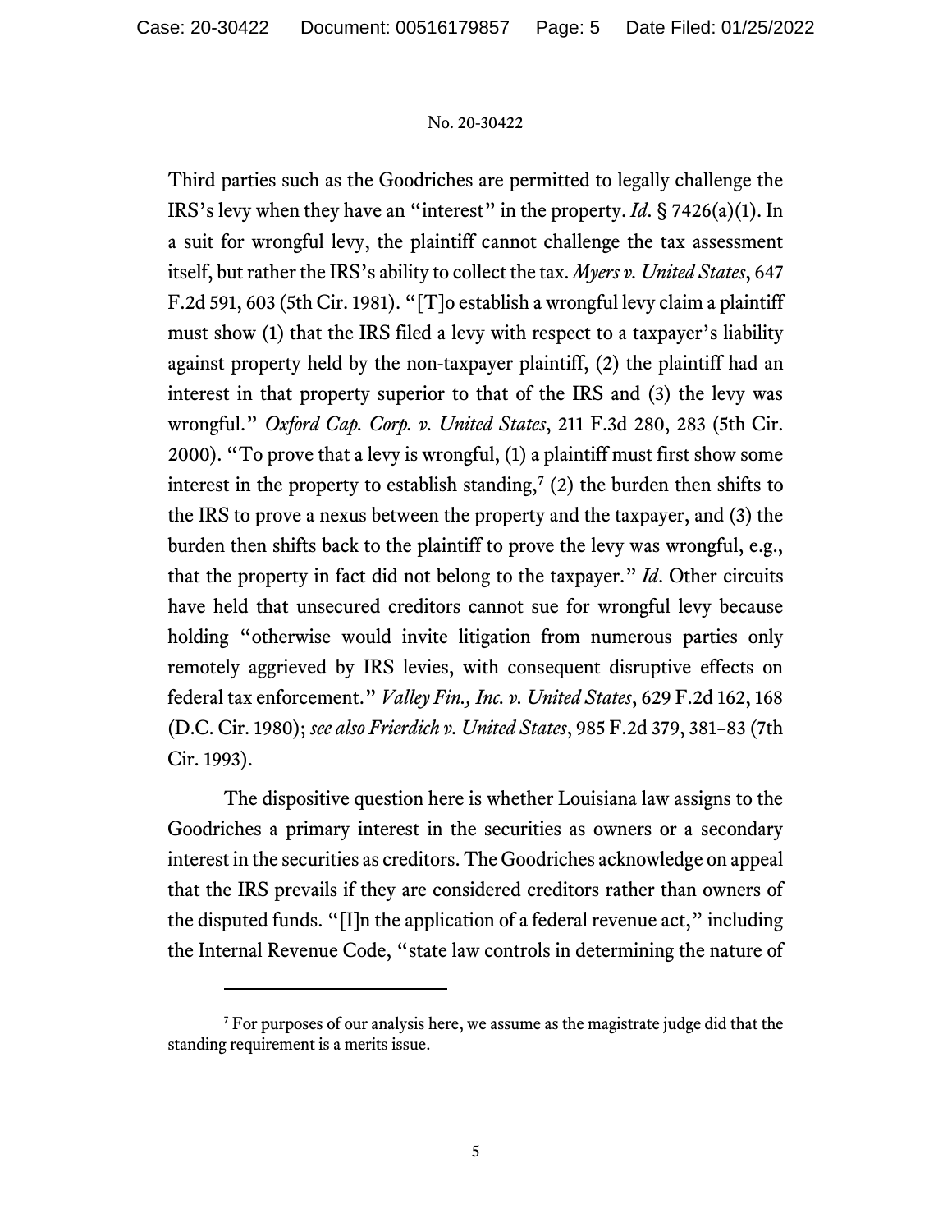Third parties such as the Goodriches are permitted to legally challenge the IRS's levy when they have an "interest" in the property. *Id.* § 7426(a)(1). In a suit for wrongful levy, the plaintiff cannot challenge the tax assessment itself, but rather the IRS's ability to collect the tax. *Myers v. United States*, 647 F.2d 591, 603 (5th Cir. 1981). "[T]o establish a wrongful levy claim a plaintiff must show (1) that the IRS filed a levy with respect to a taxpayer's liability against property held by the non-taxpayer plaintiff, (2) the plaintiff had an interest in that property superior to that of the IRS and (3) the levy was wrongful." *Oxford Cap. Corp. v. United States*, 211 F.3d 280, 283 (5th Cir. 2000). "To prove that a levy is wrongful, (1) a plaintiff must first show some interest in the property to establish standing,[7] (2) the burden then shifts to the IRS to prove a nexus between the property and the taxpayer, and (3) the burden then shifts back to the plaintiff to prove the levy was wrongful, e.g., that the property in fact did not belong to the taxpayer." *Id*. Other circuits have held that unsecured creditors cannot sue for wrongful levy because holding "otherwise would invite litigation from numerous parties only remotely aggrieved by IRS levies, with consequent disruptive effects on federal tax enforcement." *Valley Fin., Inc. v. United States*, 629 F.2d 162, 168 (D.C. Cir. 1980); *see also Frierdich v. United States*, 985 F.2d 379, 381–83 (7th Cir. 1993).

The dispositive question here is whether Louisiana law assigns to the Goodriches a primary interest in the securities as owners or a secondary interest in the securities as creditors. The Goodriches acknowledge on appeal that the IRS prevails if they are considered creditors rather than owners of the disputed funds. "[I]n the application of a federal revenue act," including the Internal Revenue Code, "state law controls in determining the nature of

---

[7] For purposes of our analysis here, we assume as the magistrate judge did that the standing requirement is a merits issue.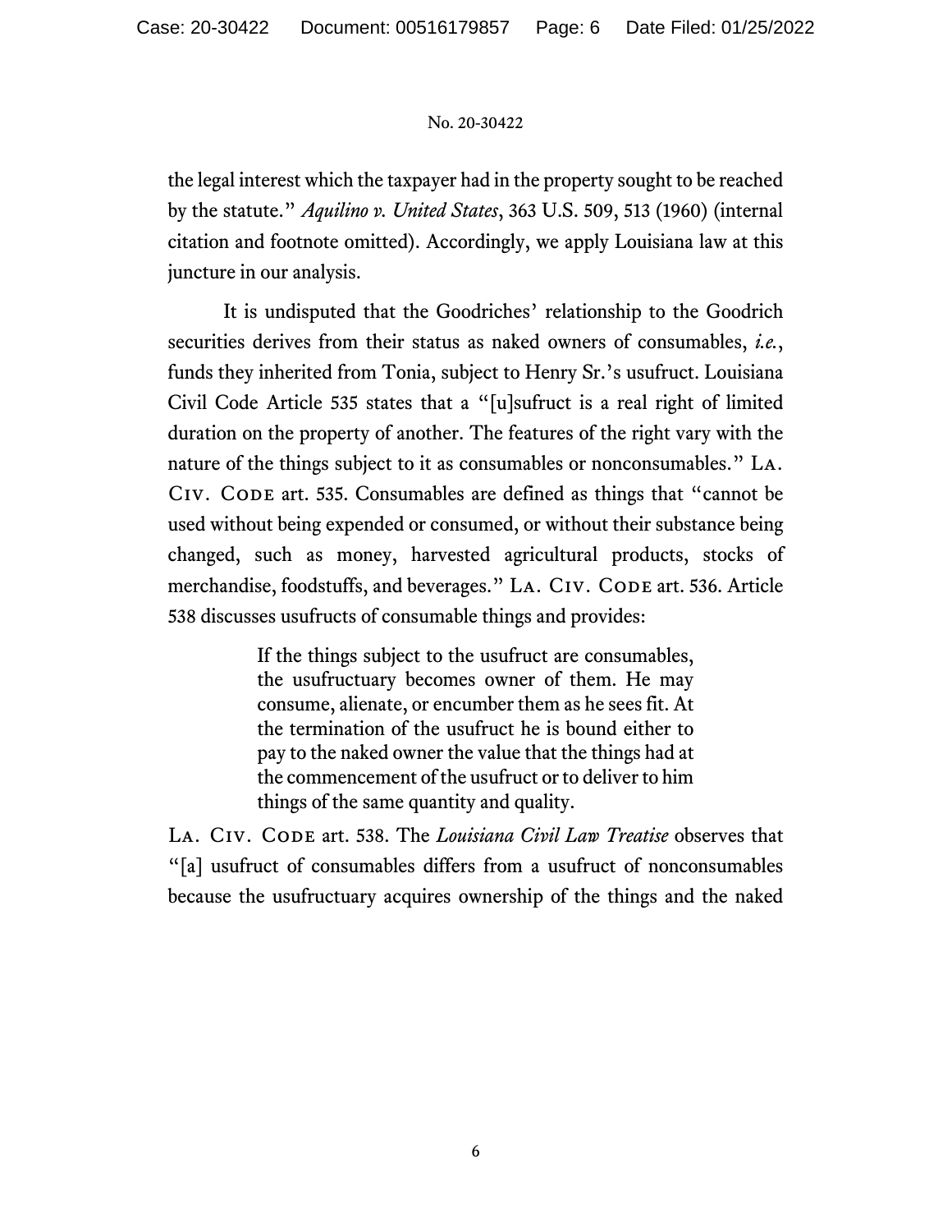the legal interest which the taxpayer had in the property sought to be reached by the statute." *Aquilino v. United States*, 363 U.S. 509, 513 (1960) (internal citation and footnote omitted). Accordingly, we apply Louisiana law at this juncture in our analysis.

It is undisputed that the Goodriches' relationship to the Goodrich securities derives from their status as naked owners of consumables, *i.e.*, funds they inherited from Tonia, subject to Henry Sr.'s usufruct. Louisiana Civil Code Article 535 states that a "[u]sufruct is a real right of limited duration on the property of another. The features of the right vary with the nature of the things subject to it as consumables or nonconsumables." LA. CIV. CODE art. 535. Consumables are defined as things that "cannot be used without being expended or consumed, or without their substance being changed, such as money, harvested agricultural products, stocks of merchandise, foodstuffs, and beverages." LA. CIV. CODE art. 536. Article 538 discusses usufructs of consumable things and provides:

> If the things subject to the usufruct are consumables, the usufructuary becomes owner of them. He may consume, alienate, or encumber them as he sees fit. At the termination of the usufruct he is bound either to pay to the naked owner the value that the things had at the commencement of the usufruct or to deliver to him things of the same quantity and quality.

LA. CIV. CODE art. 538. The *Louisiana Civil Law Treatise* observes that "[a] usufruct of consumables differs from a usufruct of nonconsumables because the usufructuary acquires ownership of the things and the naked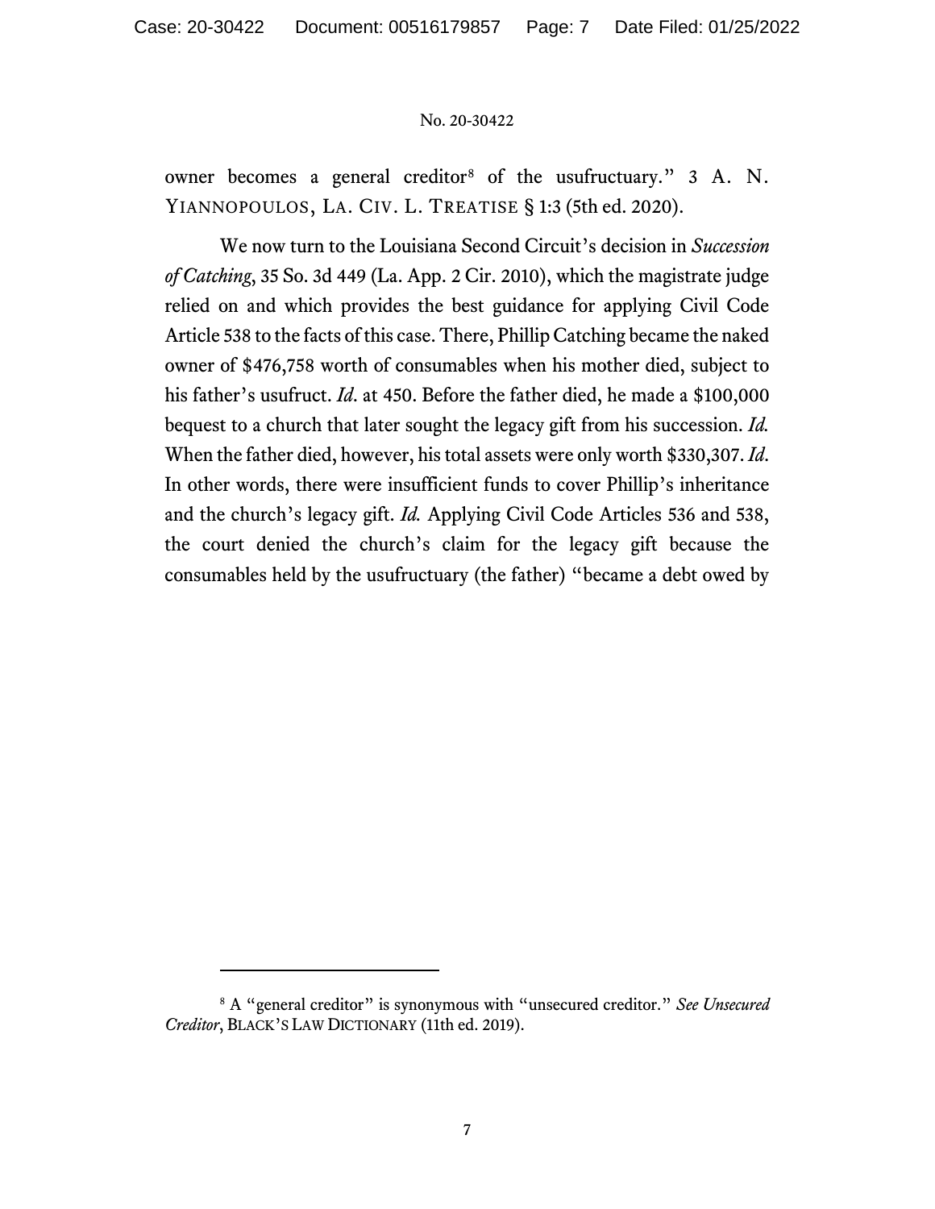owner becomes a general creditor[8] of the usufructuary." 3 A. N. YIANNOPOULOS, LA. CIV. L. TREATISE § 1:3 (5th ed. 2020).

We now turn to the Louisiana Second Circuit's decision in *Succession of Catching*, 35 So. 3d 449 (La. App. 2 Cir. 2010), which the magistrate judge relied on and which provides the best guidance for applying Civil Code Article 538 to the facts of this case. There, Phillip Catching became the naked owner of $476,758 worth of consumables when his mother died, subject to his father's usufruct. *Id.* at 450. Before the father died, he made a $100,000 bequest to a church that later sought the legacy gift from his succession. *Id.* When the father died, however, his total assets were only worth $330,307. *Id.* In other words, there were insufficient funds to cover Phillip's inheritance and the church's legacy gift. *Id.* Applying Civil Code Articles 536 and 538, the court denied the church's claim for the legacy gift because the consumables held by the usufructuary (the father) "became a debt owed by

---

[8] A "general creditor" is synonymous with "unsecured creditor." *See Unsecured Creditor*, BLACK'S LAW DICTIONARY (11th ed. 2019).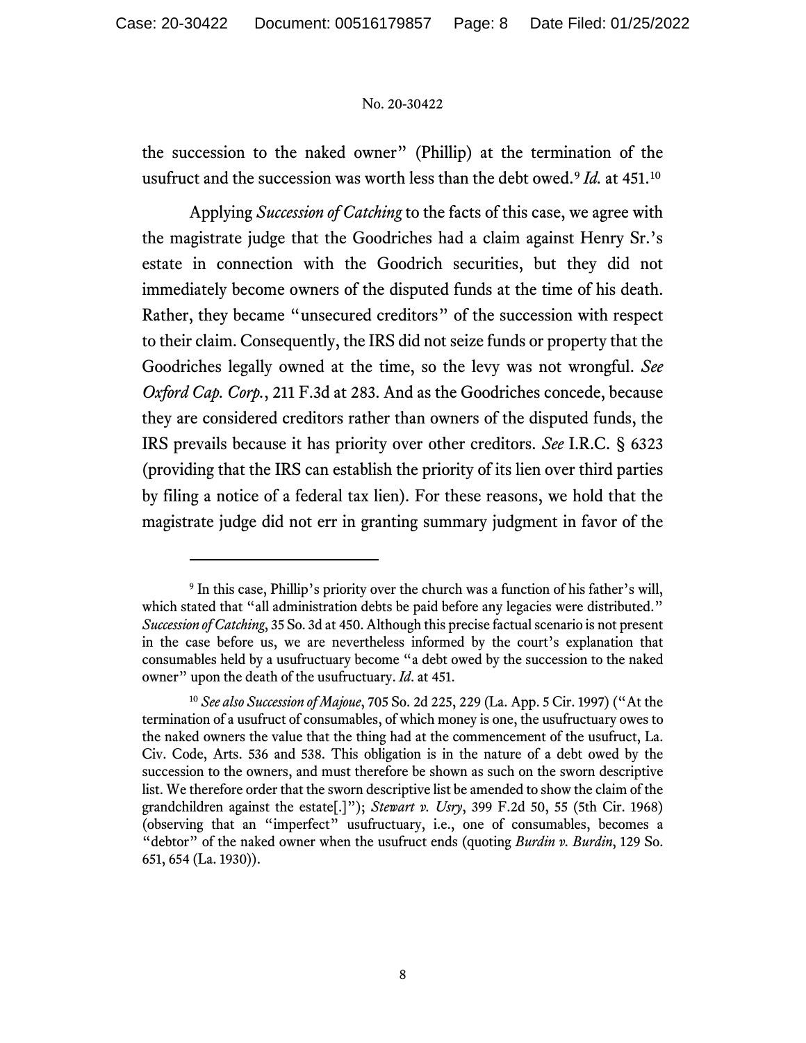the succession to the naked owner" (Phillip) at the termination of the usufruct and the succession was worth less than the debt owed.[9] *Id.* at 451.[10]

Applying *Succession of Catching* to the facts of this case, we agree with the magistrate judge that the Goodriches had a claim against Henry Sr.'s estate in connection with the Goodrich securities, but they did not immediately become owners of the disputed funds at the time of his death. Rather, they became "unsecured creditors" of the succession with respect to their claim. Consequently, the IRS did not seize funds or property that the Goodriches legally owned at the time, so the levy was not wrongful. *See Oxford Cap. Corp.*, 211 F.3d at 283. And as the Goodriches concede, because they are considered creditors rather than owners of the disputed funds, the IRS prevails because it has priority over other creditors. *See* I.R.C. § 6323 (providing that the IRS can establish the priority of its lien over third parties by filing a notice of a federal tax lien). For these reasons, we hold that the magistrate judge did not err in granting summary judgment in favor of the

---

[9] In this case, Phillip's priority over the church was a function of his father's will, which stated that "all administration debts be paid before any legacies were distributed." *Succession of Catching*, 35 So. 3d at 450. Although this precise factual scenario is not present in the case before us, we are nevertheless informed by the court's explanation that consumables held by a usufructuary become "a debt owed by the succession to the naked owner" upon the death of the usufructuary. *Id.* at 451.

[10] *See also Succession of Majoue*, 705 So. 2d 225, 229 (La. App. 5 Cir. 1997) ("At the termination of a usufruct of consumables, of which money is one, the usufructuary owes to the naked owners the value that the thing had at the commencement of the usufruct, La. Civ. Code, Arts. 536 and 538. This obligation is in the nature of a debt owed by the succession to the owners, and must therefore be shown as such on the sworn descriptive list. We therefore order that the sworn descriptive list be amended to show the claim of the grandchildren against the estate[.]"); *Stewart v. Usry*, 399 F.2d 50, 55 (5th Cir. 1968) (observing that an "imperfect" usufructuary, i.e., one of consumables, becomes a "debtor" of the naked owner when the usufruct ends (quoting *Burdin v. Burdin*, 129 So. 651, 654 (La. 1930)).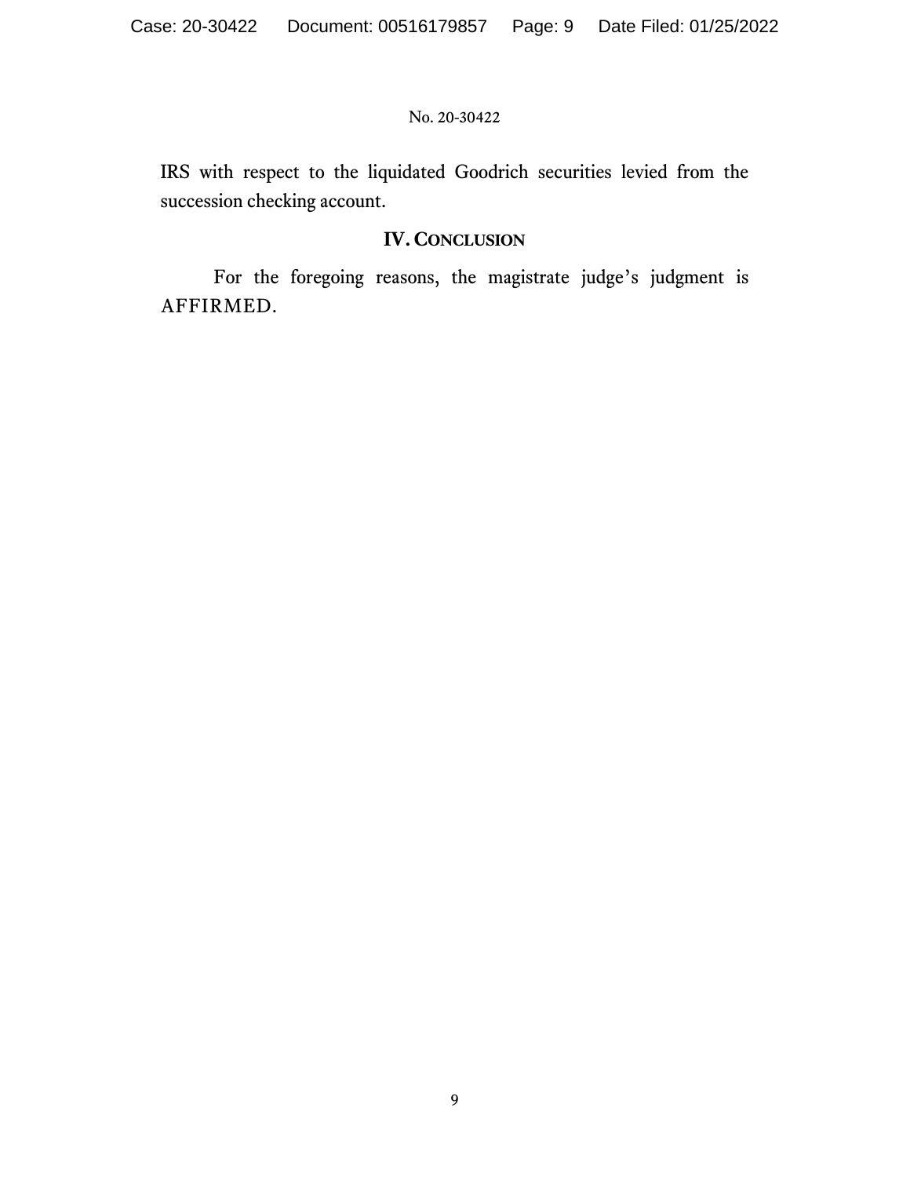IRS with respect to the liquidated Goodrich securities levied from the succession checking account.

## IV. Conclusion

For the foregoing reasons, the magistrate judge's judgment is AFFIRMED.